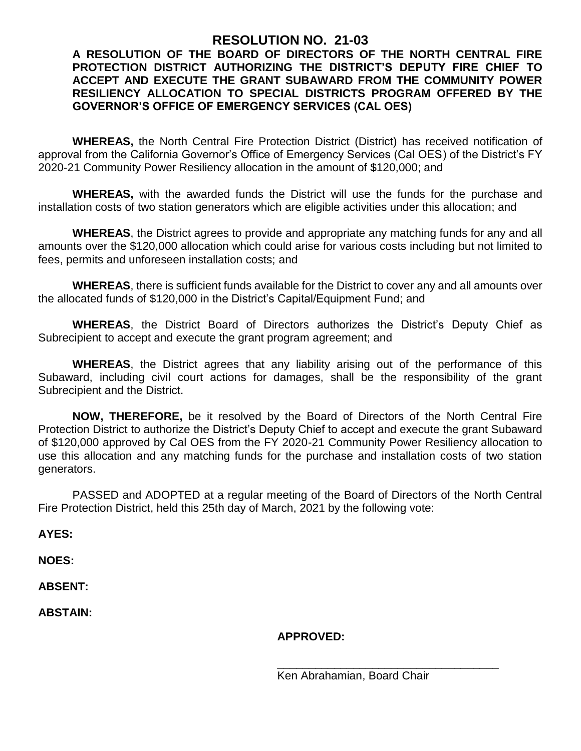# RESOLUTION NO. 21-03

**A RESOLUTION OF THE BOARD OF DIRECTORS OF THE NORTH CENTRAL FIRE PROTECTION DISTRICT AUTHORIZING THE DISTRICT'S DEPUTY FIRE CHIEF TO ACCEPT AND EXECUTE THE GRANT SUBAWARD FROM THE COMMUNITY POWER RESILIENCY ALLOCATION TO SPECIAL DISTRICTS PROGRAM OFFERED BY THE GOVERNOR'S OFFICE OF EMERGENCY SERVICES (CAL OES)**

**WHEREAS,** the North Central Fire Protection District (District) has received notification of approval from the California Governor's Office of Emergency Services (Cal OES) of the District's FY 2020-21 Community Power Resiliency allocation in the amount of $120,000; and

**WHEREAS,** with the awarded funds the District will use the funds for the purchase and installation costs of two station generators which are eligible activities under this allocation; and

**WHEREAS**, the District agrees to provide and appropriate any matching funds for any and all amounts over the $120,000 allocation which could arise for various costs including but not limited to fees, permits and unforeseen installation costs; and

**WHEREAS**, there is sufficient funds available for the District to cover any and all amounts over the allocated funds of $120,000 in the District's Capital/Equipment Fund; and

**WHEREAS**, the District Board of Directors authorizes the District's Deputy Chief as Subrecipient to accept and execute the grant program agreement; and

**WHEREAS**, the District agrees that any liability arising out of the performance of this Subaward, including civil court actions for damages, shall be the responsibility of the grant Subrecipient and the District.

**NOW, THEREFORE,** be it resolved by the Board of Directors of the North Central Fire Protection District to authorize the District's Deputy Chief to accept and execute the grant Subaward of $120,000 approved by Cal OES from the FY 2020-21 Community Power Resiliency allocation to use this allocation and any matching funds for the purchase and installation costs of two station generators.

PASSED and ADOPTED at a regular meeting of the Board of Directors of the North Central Fire Protection District, held this 25th day of March, 2021 by the following vote:

**AYES:**

**NOES:**

**ABSENT:**

**ABSTAIN:**

**APPROVED:**

\_\_\_\_\_\_\_\_\_\_\_\_\_\_\_\_\_\_\_\_\_\_\_\_\_\_\_\_\_\_\_\_\_\_\_\_

Ken Abrahamian, Board Chair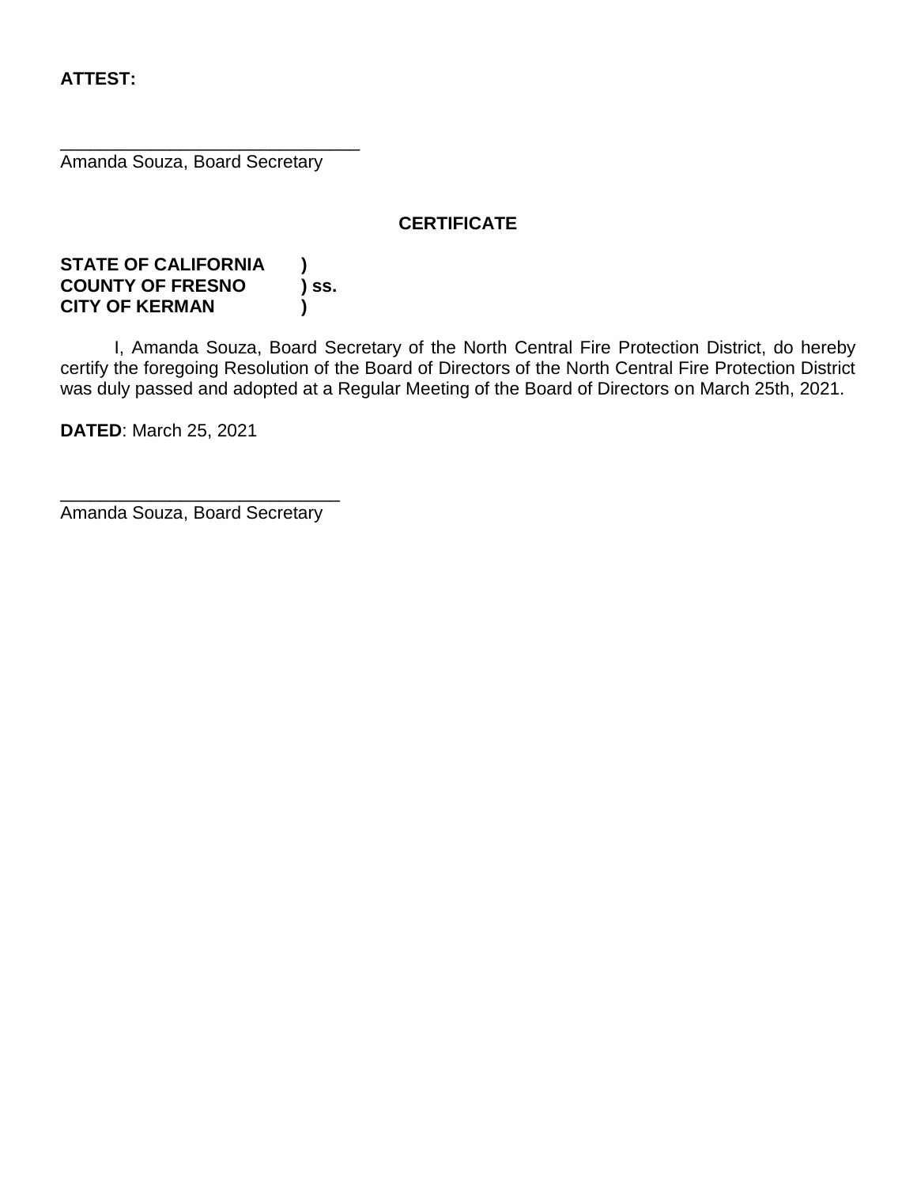**ATTEST:**

\_\_\_\_\_\_\_\_\_\_\_\_\_\_\_\_\_\_\_\_\_\_\_\_\_\_\_\_\_\_\_
Amanda Souza, Board Secretary

**CERTIFICATE**

**STATE OF CALIFORNIA )**
**COUNTY OF FRESNO ) ss.**
**CITY OF KERMAN )**

I, Amanda Souza, Board Secretary of the North Central Fire Protection District, do hereby certify the foregoing Resolution of the Board of Directors of the North Central Fire Protection District was duly passed and adopted at a Regular Meeting of the Board of Directors on March 25th, 2021.

**DATED**: March 25, 2021

\_\_\_\_\_\_\_\_\_\_\_\_\_\_\_\_\_\_\_\_\_\_\_\_\_\_\_\_\_
Amanda Souza, Board Secretary